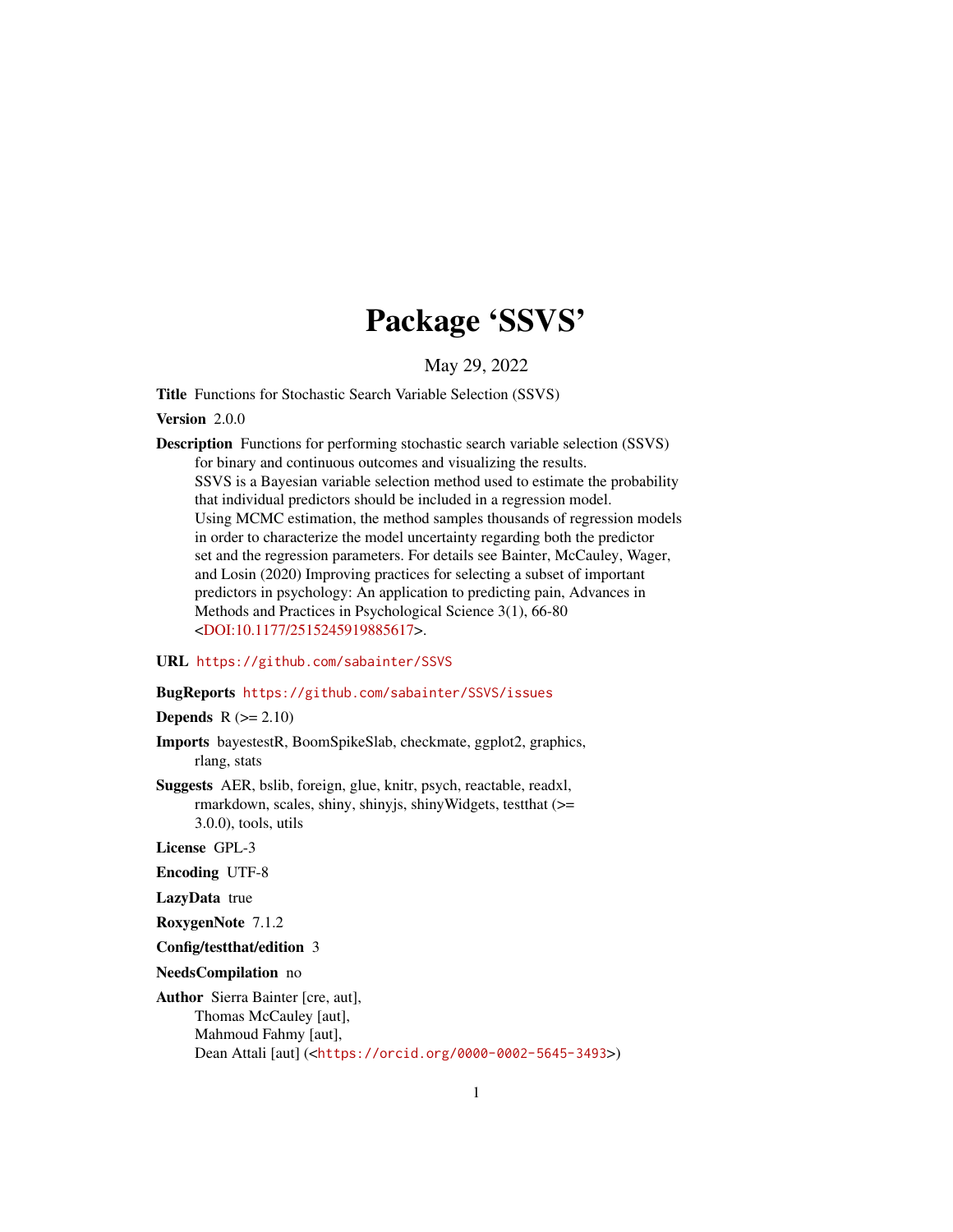# Package 'SSVS'

May 29, 2022

**Title** Functions for Stochastic Search Variable Selection (SSVS)

**Version** 2.0.0

**Description** Functions for performing stochastic search variable selection (SSVS) for binary and continuous outcomes and visualizing the results. SSVS is a Bayesian variable selection method used to estimate the probability that individual predictors should be included in a regression model. Using MCMC estimation, the method samples thousands of regression models in order to characterize the model uncertainty regarding both the predictor set and the regression parameters. For details see Bainter, McCauley, Wager, and Losin (2020) Improving practices for selecting a subset of important predictors in psychology: An application to predicting pain, Advances in Methods and Practices in Psychological Science 3(1), 66-80 <DOI:10.1177/2515245919885617>.

**URL** https://github.com/sabainter/SSVS

**BugReports** https://github.com/sabainter/SSVS/issues

**Depends** R (>= 2.10)

**Imports** bayestestR, BoomSpikeSlab, checkmate, ggplot2, graphics, rlang, stats

**Suggests** AER, bslib, foreign, glue, knitr, psych, reactable, readxl, rmarkdown, scales, shiny, shinyjs, shinyWidgets, testthat (>= 3.0.0), tools, utils

**License** GPL-3

**Encoding** UTF-8

**LazyData** true

**RoxygenNote** 7.1.2

**Config/testthat/edition** 3

**NeedsCompilation** no

**Author** Sierra Bainter [cre, aut],
Thomas McCauley [aut],
Mahmoud Fahmy [aut],
Dean Attali [aut] (<https://orcid.org/0000-0002-5645-3493>)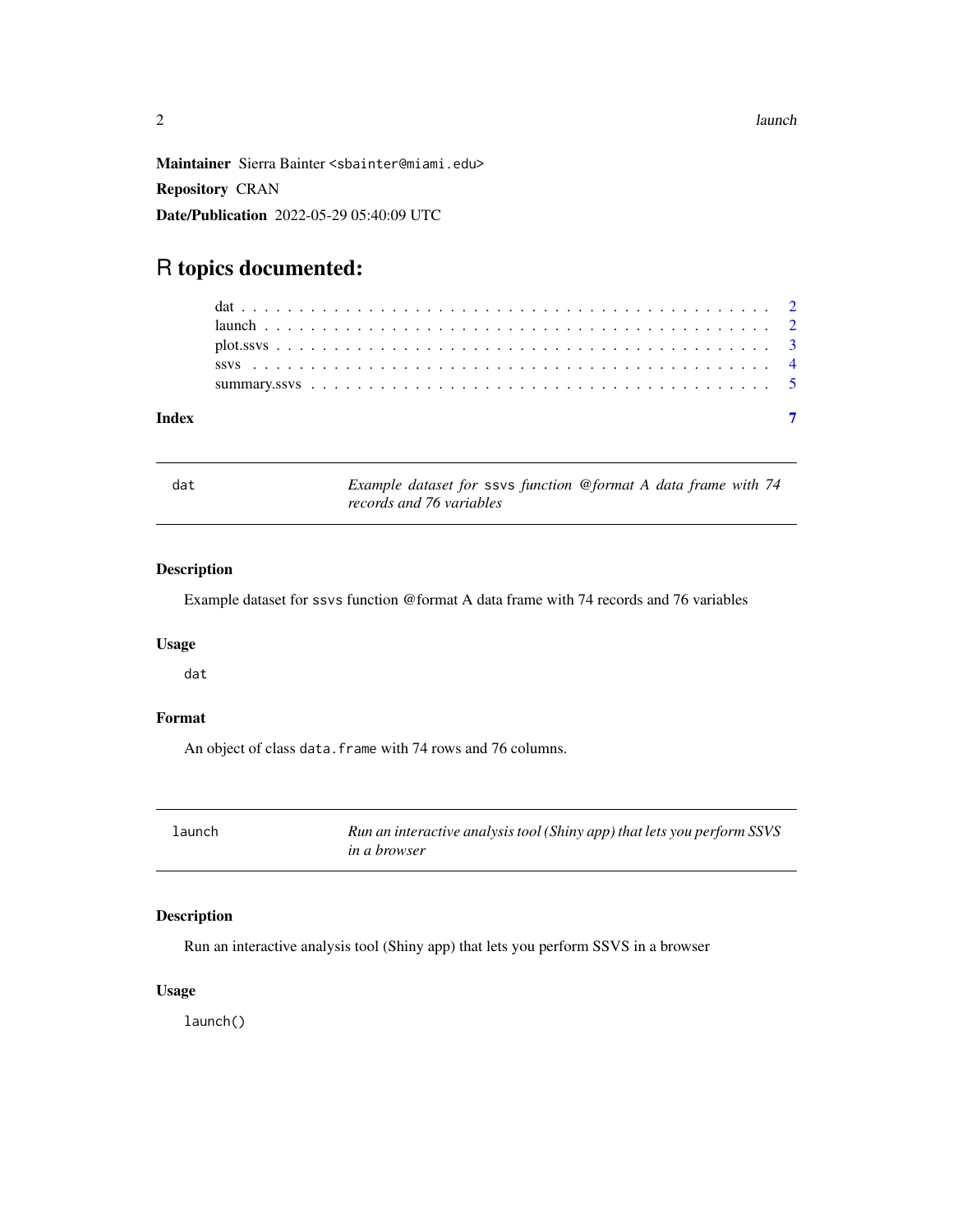**Maintainer** Sierra Bainter <sbainter@miami.edu>

**Repository** CRAN

**Date/Publication** 2022-05-29 05:40:09 UTC

# R topics documented:

- dat . . . . . . . . . . . . . . . . . . . . . . . . . . . . . . . . . . . . . . . . . . . 2
- launch . . . . . . . . . . . . . . . . . . . . . . . . . . . . . . . . . . . . . . . . . . 2
- plot.ssvs . . . . . . . . . . . . . . . . . . . . . . . . . . . . . . . . . . . . . . . . . 3
- ssvs . . . . . . . . . . . . . . . . . . . . . . . . . . . . . . . . . . . . . . . . . . . 4
- summary.ssvs . . . . . . . . . . . . . . . . . . . . . . . . . . . . . . . . . . . . . . 5

**Index** 7

---

## dat — *Example dataset for* `ssvs` *function @format A data frame with 74 records and 76 variables*

### Description

Example dataset for `ssvs` function @format A data frame with 74 records and 76 variables

### Usage

```
dat
```

### Format

An object of class `data.frame` with 74 rows and 76 columns.

---

## launch — *Run an interactive analysis tool (Shiny app) that lets you perform SSVS in a browser*

### Description

Run an interactive analysis tool (Shiny app) that lets you perform SSVS in a browser

### Usage

```
launch()
```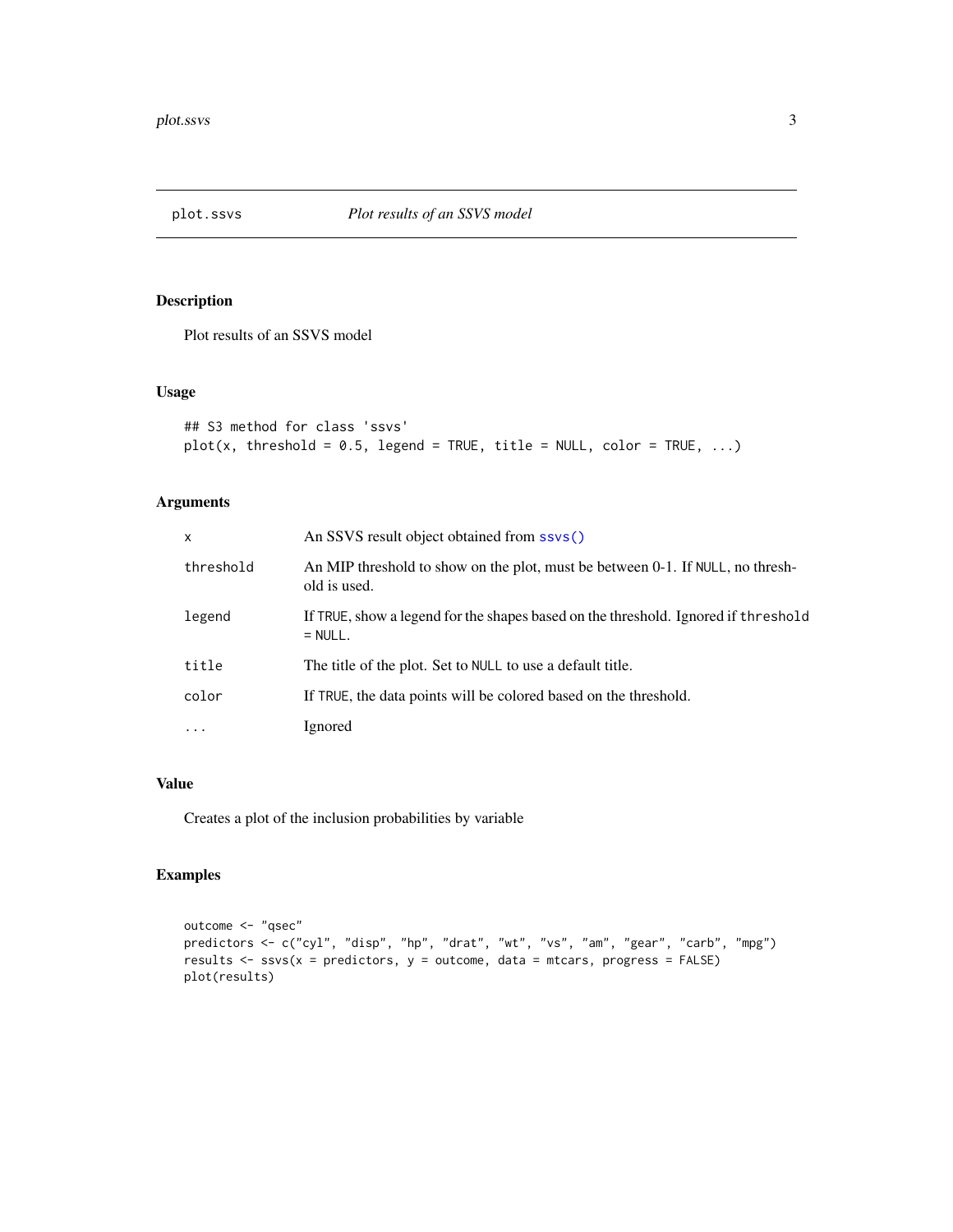# plot.ssvs — *Plot results of an SSVS model*

## Description

Plot results of an SSVS model

## Usage

```
## S3 method for class 'ssvs'
plot(x, threshold = 0.5, legend = TRUE, title = NULL, color = TRUE, ...)
```

## Arguments

| Argument | Description |
| --- | --- |
| `x` | An SSVS result object obtained from `ssvs()` |
| `threshold` | An MIP threshold to show on the plot, must be between 0-1. If `NULL`, no threshold is used. |
| `legend` | If `TRUE`, show a legend for the shapes based on the threshold. Ignored if `threshold = NULL`. |
| `title` | The title of the plot. Set to `NULL` to use a default title. |
| `color` | If `TRUE`, the data points will be colored based on the threshold. |
| `...` | Ignored |

## Value

Creates a plot of the inclusion probabilities by variable

## Examples

```
outcome <- "qsec"
predictors <- c("cyl", "disp", "hp", "drat", "wt", "vs", "am", "gear", "carb", "mpg")
results <- ssvs(x = predictors, y = outcome, data = mtcars, progress = FALSE)
plot(results)
```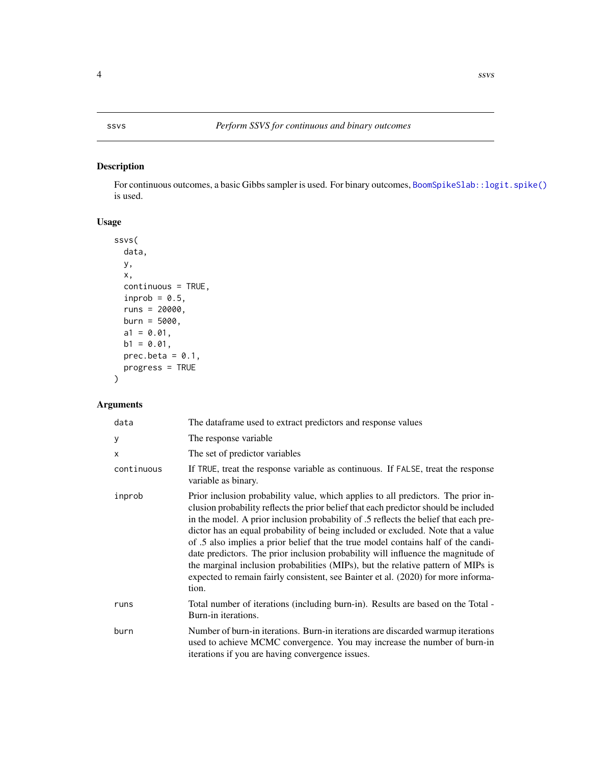# ssvs

*Perform SSVS for continuous and binary outcomes*

## Description

For continuous outcomes, a basic Gibbs sampler is used. For binary outcomes, `BoomSpikeSlab::logit.spike()` is used.

## Usage

```
ssvs(
  data,
  y,
  x,
  continuous = TRUE,
  inprob = 0.5,
  runs = 20000,
  burn = 5000,
  a1 = 0.01,
  b1 = 0.01,
  prec.beta = 0.1,
  progress = TRUE
)
```

## Arguments

| | |
|---|---|
| `data` | The dataframe used to extract predictors and response values |
| `y` | The response variable |
| `x` | The set of predictor variables |
| `continuous` | If `TRUE`, treat the response variable as continuous. If `FALSE`, treat the response variable as binary. |
| `inprob` | Prior inclusion probability value, which applies to all predictors. The prior inclusion probability reflects the prior belief that each predictor should be included in the model. A prior inclusion probability of .5 reflects the belief that each predictor has an equal probability of being included or excluded. Note that a value of .5 also implies a prior belief that the true model contains half of the candidate predictors. The prior inclusion probability will influence the magnitude of the marginal inclusion probabilities (MIPs), but the relative pattern of MIPs is expected to remain fairly consistent, see Bainter et al. (2020) for more information. |
| `runs` | Total number of iterations (including burn-in). Results are based on the Total - Burn-in iterations. |
| `burn` | Number of burn-in iterations. Burn-in iterations are discarded warmup iterations used to achieve MCMC convergence. You may increase the number of burn-in iterations if you are having convergence issues. |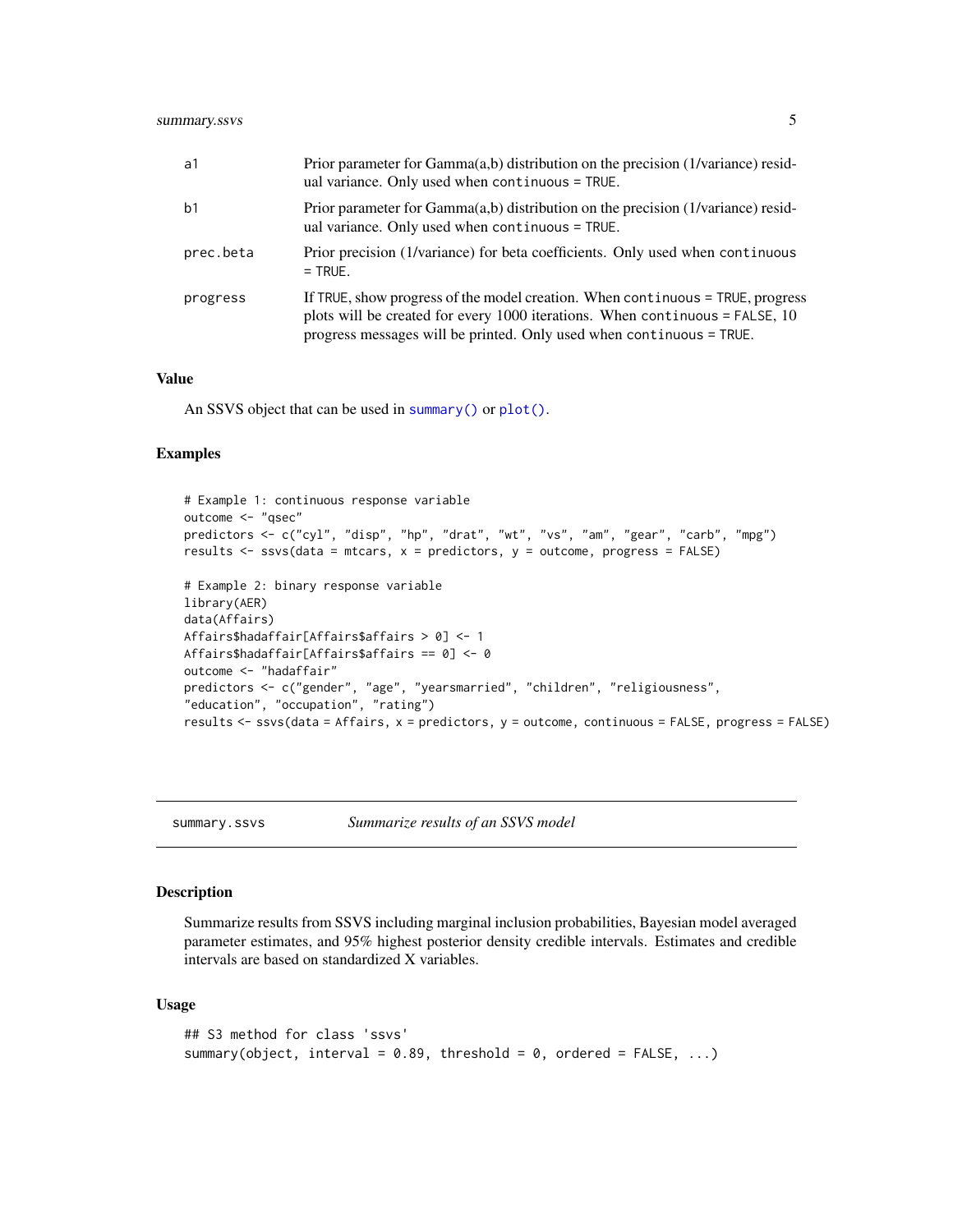| | |
|---|---|
| a1 | Prior parameter for Gamma(a,b) distribution on the precision (1/variance) residual variance. Only used when `continuous = TRUE`. |
| b1 | Prior parameter for Gamma(a,b) distribution on the precision (1/variance) residual variance. Only used when `continuous = TRUE`. |
| prec.beta | Prior precision (1/variance) for beta coefficients. Only used when `continuous = TRUE`. |
| progress | If `TRUE`, show progress of the model creation. When `continuous = TRUE`, progress plots will be created for every 1000 iterations. When `continuous = FALSE`, 10 progress messages will be printed. Only used when `continuous = TRUE`. |

### Value

An SSVS object that can be used in `summary()` or `plot()`.

### Examples

```
# Example 1: continuous response variable
outcome <- "qsec"
predictors <- c("cyl", "disp", "hp", "drat", "wt", "vs", "am", "gear", "carb", "mpg")
results <- ssvs(data = mtcars, x = predictors, y = outcome, progress = FALSE)

# Example 2: binary response variable
library(AER)
data(Affairs)
Affairs$hadaffair[Affairs$affairs > 0] <- 1
Affairs$hadaffair[Affairs$affairs == 0] <- 0
outcome <- "hadaffair"
predictors <- c("gender", "age", "yearsmarried", "children", "religiousness",
"education", "occupation", "rating")
results <- ssvs(data = Affairs, x = predictors, y = outcome, continuous = FALSE, progress = FALSE)
```

---

## summary.ssvs — *Summarize results of an SSVS model*

### Description

Summarize results from SSVS including marginal inclusion probabilities, Bayesian model averaged parameter estimates, and 95% highest posterior density credible intervals. Estimates and credible intervals are based on standardized X variables.

### Usage

```
## S3 method for class 'ssvs'
summary(object, interval = 0.89, threshold = 0, ordered = FALSE, ...)
```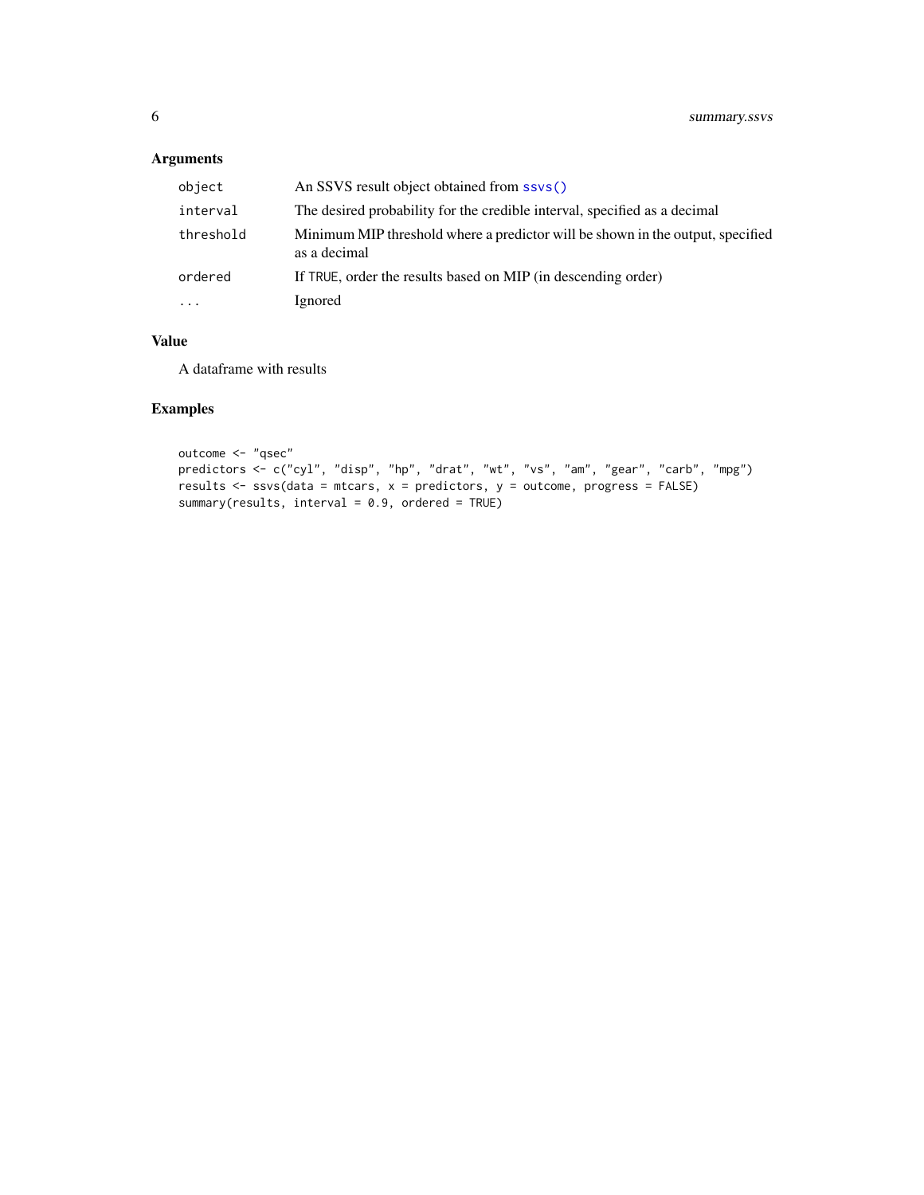## Arguments

| | |
|---|---|
| `object` | An SSVS result object obtained from `ssvs()` |
| `interval` | The desired probability for the credible interval, specified as a decimal |
| `threshold` | Minimum MIP threshold where a predictor will be shown in the output, specified as a decimal |
| `ordered` | If `TRUE`, order the results based on MIP (in descending order) |
| `...` | Ignored |

## Value

A dataframe with results

## Examples

```
outcome <- "qsec"
predictors <- c("cyl", "disp", "hp", "drat", "wt", "vs", "am", "gear", "carb", "mpg")
results <- ssvs(data = mtcars, x = predictors, y = outcome, progress = FALSE)
summary(results, interval = 0.9, ordered = TRUE)
```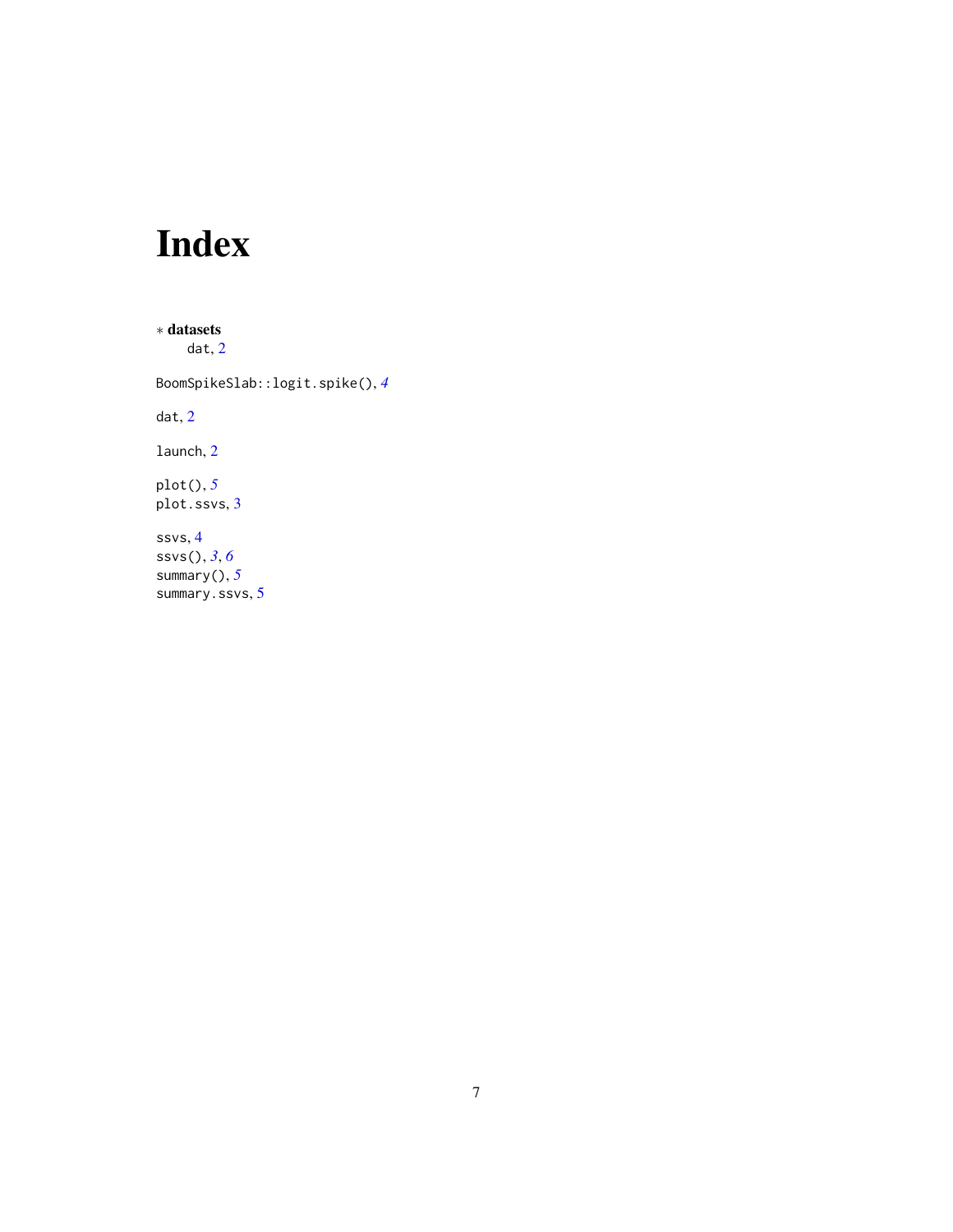# Index

∗ **datasets**
    dat, 2

BoomSpikeSlab::logit.spike(), *4*

dat, 2

launch, 2

plot(), *5*
plot.ssvs, 3

ssvs, 4
ssvs(), *3*, *6*
summary(), *5*
summary.ssvs, 5